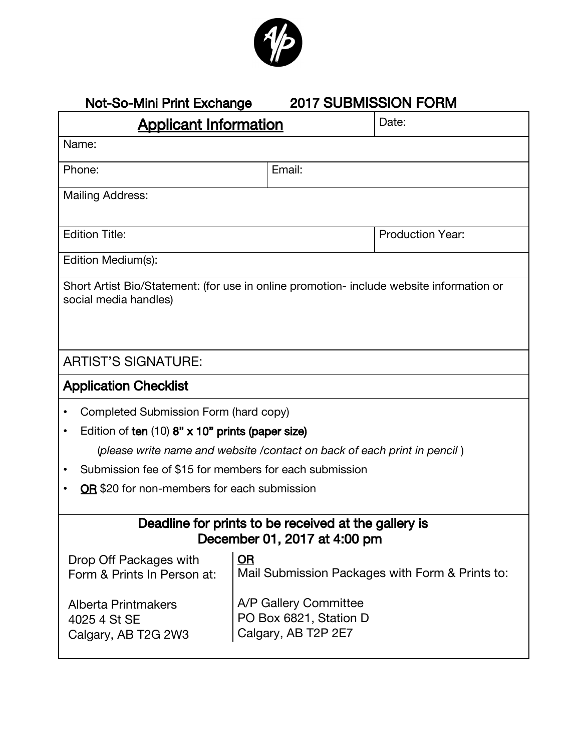## Not-So-Mini Print Exchange 2017 SUBMISSION FORM

| **Applicant Information** | | Date: |
|---|---|---|
| Name: | | |
| Phone: | Email: | |
| Mailing Address: | | |
| Edition Title: | | Production Year: |
| Edition Medium(s): | | |
| Short Artist Bio/Statement: (for use in online promotion- include website information or social media handles) | | |
| ARTIST'S SIGNATURE: | | |

### Application Checklist

- Completed Submission Form (hard copy)
- Edition of **ten** (10) **8" x 10" prints (paper size)**

  (*please write name and website /contact on back of each print in pencil* )
- Submission fee of $15 for members for each submission
- OR $20 for non-members for each submission

**Deadline for prints to be received at the gallery is December 01, 2017 at 4:00 pm**

Drop Off Packages with Form & Prints In Person at:

Alberta Printmakers
4025 4 St SE
Calgary, AB T2G 2W3

**OR**
Mail Submission Packages with Form & Prints to:

A/P Gallery Committee
PO Box 6821, Station D
Calgary, AB T2P 2E7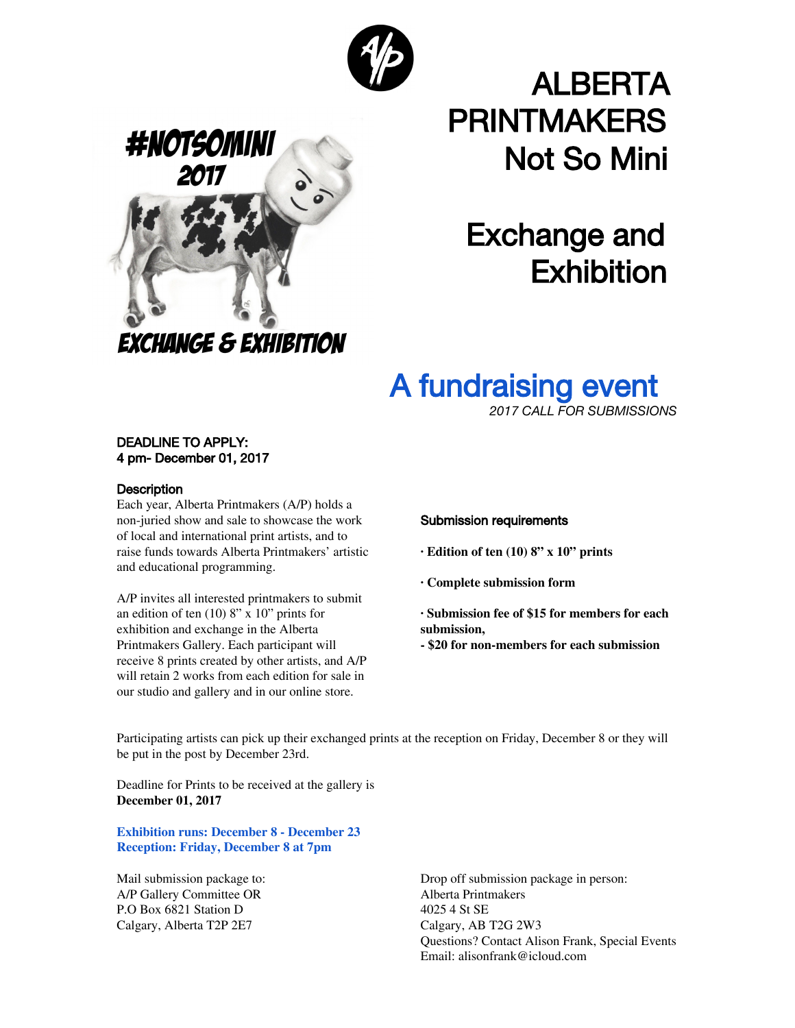# ALBERTA PRINTMAKERS Not So Mini

## Exchange and Exhibition

#NOTSOMINI 2017

EXCHANGE & EXHIBITION

## A fundraising event

*2017 CALL FOR SUBMISSIONS*

**DEADLINE TO APPLY:**
**4 pm- December 01, 2017**

### Description

Each year, Alberta Printmakers (A/P) holds a non-juried show and sale to showcase the work of local and international print artists, and to raise funds towards Alberta Printmakers' artistic and educational programming.

A/P invites all interested printmakers to submit an edition of ten (10) 8" x 10" prints for exhibition and exchange in the Alberta Printmakers Gallery. Each participant will receive 8 prints created by other artists, and A/P will retain 2 works from each edition for sale in our studio and gallery and in our online store.

### Submission requirements

**· Edition of ten (10) 8" x 10" prints**

**· Complete submission form**

**· Submission fee of $15 for members for each submission,**
**- $20 for non-members for each submission**

Participating artists can pick up their exchanged prints at the reception on Friday, December 8 or they will be put in the post by December 23rd.

Deadline for Prints to be received at the gallery is
**December 01, 2017**

**Exhibition runs: December 8 - December 23**
**Reception: Friday, December 8 at 7pm**

Mail submission package to:
A/P Gallery Committee OR
P.O Box 6821 Station D
Calgary, Alberta T2P 2E7

Drop off submission package in person:
Alberta Printmakers
4025 4 St SE
Calgary, AB T2G 2W3
Questions? Contact Alison Frank, Special Events
Email: alisonfrank@icloud.com